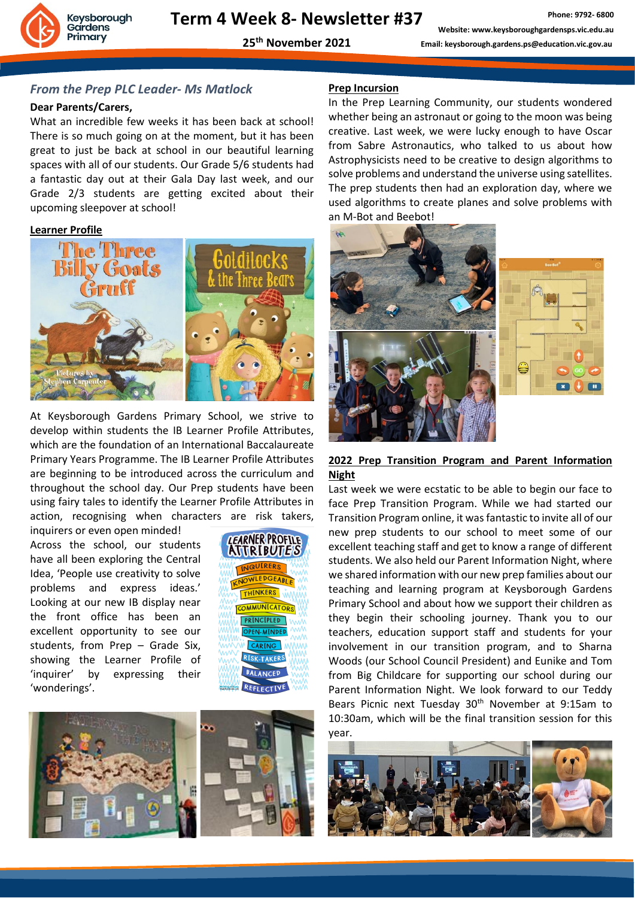# Term 4 Week 8- Newsletter #37

**25th November 2021**

Phone: 9792- 6800

Website: www.keysboroughgardensps.vic.edu.au

Email: keysborough.gardens.ps@education.vic.gov.au

## *From the Prep PLC Leader- Ms Matlock*

**Dear Parents/Carers,**

What an incredible few weeks it has been back at school! There is so much going on at the moment, but it has been great to just be back at school in our beautiful learning spaces with all of our students. Our Grade 5/6 students had a fantastic day out at their Gala Day last week, and our Grade 2/3 students are getting excited about their upcoming sleepover at school!

### Learner Profile

At Keysborough Gardens Primary School, we strive to develop within students the IB Learner Profile Attributes, which are the foundation of an International Baccalaureate Primary Years Programme. The IB Learner Profile Attributes are beginning to be introduced across the curriculum and throughout the school day. Our Prep students have been using fairy tales to identify the Learner Profile Attributes in action, recognising when characters are risk takers, inquirers or even open minded!

Across the school, our students have all been exploring the Central Idea, 'People use creativity to solve problems and express ideas.' Looking at our new IB display near the front office has been an excellent opportunity to see our students, from Prep – Grade Six, showing the Learner Profile of 'inquirer' by expressing their 'wonderings'.

### Prep Incursion

In the Prep Learning Community, our students wondered whether being an astronaut or going to the moon was being creative. Last week, we were lucky enough to have Oscar from Sabre Astronautics, who talked to us about how Astrophysicists need to be creative to design algorithms to solve problems and understand the universe using satellites. The prep students then had an exploration day, where we used algorithms to create planes and solve problems with an M-Bot and Beebot!

### 2022 Prep Transition Program and Parent Information Night

Last week we were ecstatic to be able to begin our face to face Prep Transition Program. While we had started our Transition Program online, it was fantastic to invite all of our new prep students to our school to meet some of our excellent teaching staff and get to know a range of different students. We also held our Parent Information Night, where we shared information with our new prep families about our teaching and learning program at Keysborough Gardens Primary School and about how we support their children as they begin their schooling journey. Thank you to our teachers, education support staff and students for your involvement in our transition program, and to Sharna Woods (our School Council President) and Eunike and Tom from Big Childcare for supporting our school during our Parent Information Night. We look forward to our Teddy Bears Picnic next Tuesday 30th November at 9:15am to 10:30am, which will be the final transition session for this year.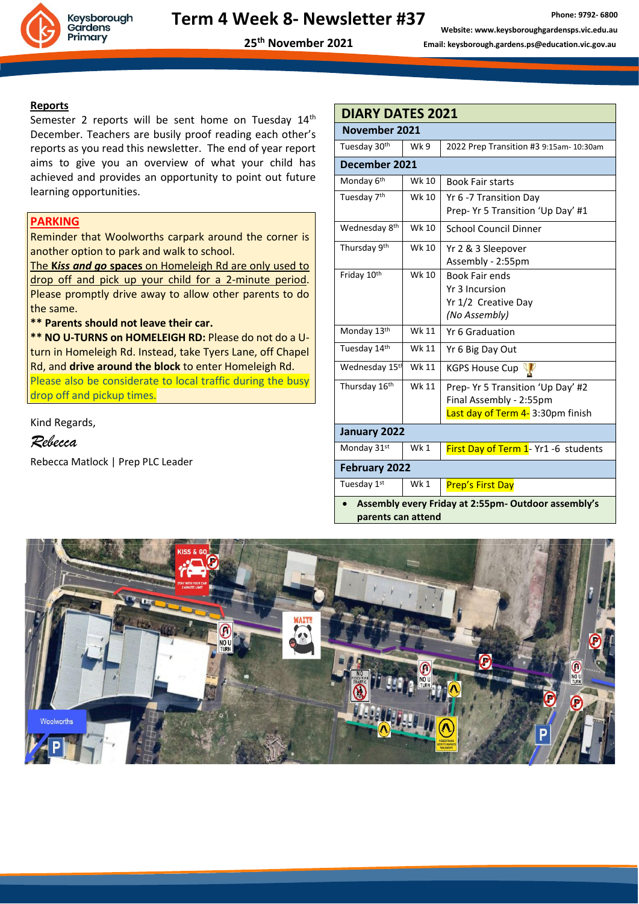# Term 4 Week 8- Newsletter #37

25th November 2021

Phone: 9792- 6800
Website: www.keysboroughgardensps.vic.edu.au
Email: keysborough.gardens.ps@education.vic.gov.au

## Reports

Semester 2 reports will be sent home on Tuesday 14th December. Teachers are busily proof reading each other's reports as you read this newsletter. The end of year report aims to give you an overview of what your child has achieved and provides an opportunity to point out future learning opportunities.

## PARKING

Reminder that Woolworths carpark around the corner is another option to park and walk to school.

The ***Kiss and go* spaces** on Homeleigh Rd are only used to drop off and pick up your child for a 2-minute period. Please promptly drive away to allow other parents to do the same.

**\*\* Parents should not leave their car.**

**\*\* NO U-TURNS on HOMELEIGH RD:** Please do not do a U-turn in Homeleigh Rd. Instead, take Tyers Lane, off Chapel Rd, and **drive around the block** to enter Homeleigh Rd.

Please also be considerate to local traffic during the busy drop off and pickup times.

Kind Regards,

*Rebecca*

Rebecca Matlock | Prep PLC Leader

## DIARY DATES 2021

| Date | Week | Event |
|---|---|---|
| **November 2021** | | |
| Tuesday 30th | Wk 9 | 2022 Prep Transition #3 9:15am- 10:30am |
| **December 2021** | | |
| Monday 6th | Wk 10 | Book Fair starts |
| Tuesday 7th | Wk 10 | Yr 6 -7 Transition Day<br>Prep- Yr 5 Transition 'Up Day' #1 |
| Wednesday 8th | Wk 10 | School Council Dinner |
| Thursday 9th | Wk 10 | Yr 2 & 3 Sleepover<br>Assembly - 2:55pm |
| Friday 10th | Wk 10 | Book Fair ends<br>Yr 3 Incursion<br>Yr 1/2 Creative Day<br>*(No Assembly)* |
| Monday 13th | Wk 11 | Yr 6 Graduation |
| Tuesday 14th | Wk 11 | Yr 6 Big Day Out |
| Wednesday 15th | Wk 11 | KGPS House Cup |
| Thursday 16th | Wk 11 | Prep- Yr 5 Transition 'Up Day' #2<br>Final Assembly - 2:55pm<br>Last day of Term 4- 3:30pm finish |
| **January 2022** | | |
| Monday 31st | Wk 1 | First Day of Term 1- Yr1 -6 students |
| **February 2022** | | |
| Tuesday 1st | Wk 1 | Prep's First Day |

- **Assembly every Friday at 2:55pm- Outdoor assembly's parents can attend**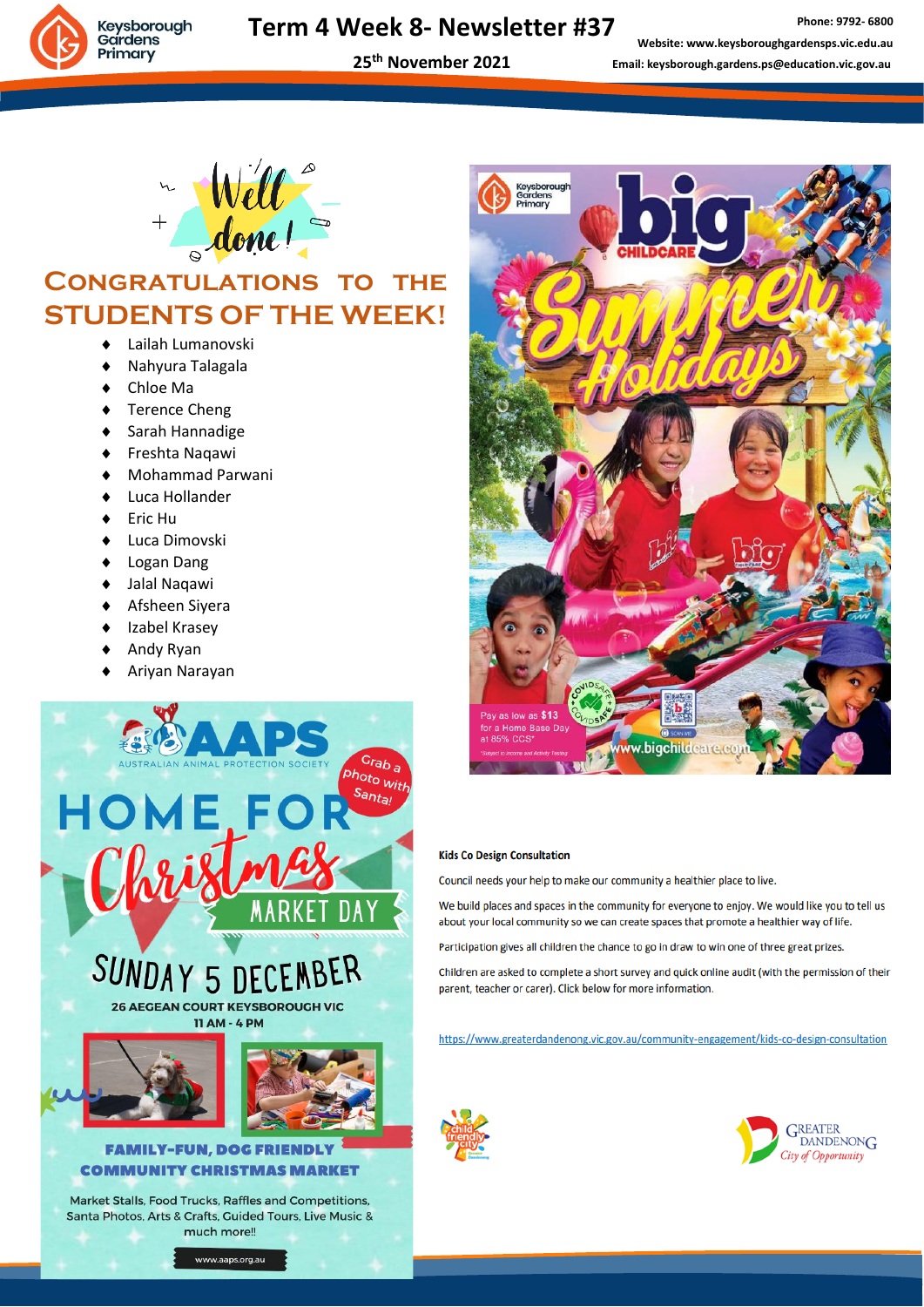# CONGRATULATIONS TO THE STUDENTS OF THE WEEK!

- Lailah Lumanovski
- Nahyura Talagala
- Chloe Ma
- Terence Cheng
- Sarah Hannadige
- Freshta Naqawi
- Mohammad Parwani
- Luca Hollander
- Eric Hu
- Luca Dimovski
- Logan Dang
- Jalal Naqawi
- Afsheen Siyera
- Izabel Krasey
- Andy Ryan
- Ariyan Narayan

AAPS AUSTRALIAN ANIMAL PROTECTION SOCIETY

Grab a photo with Santa!

## HOME FOR Christmas MARKET DAY

SUNDAY 5 DECEMBER

26 AEGEAN COURT KEYSBOROUGH VIC

11 AM - 4 PM

**FAMILY-FUN, DOG FRIENDLY COMMUNITY CHRISTMAS MARKET**

Market Stalls, Food Trucks, Raffles and Competitions, Santa Photos, Arts & Crafts, Guided Tours, Live Music & much more!!

www.aaps.org.au

Keysborough Gardens Primary

big CHILDCARE Summer Holidays

Pay as low as $13 for a Home Base Day at 85% CCS*

*Subject to income and Activity Testing

www.bigchildcare.com

### Kids Co Design Consultation

Council needs your help to make our community a healthier place to live.

We build places and spaces in the community for everyone to enjoy. We would like you to tell us about your local community so we can create spaces that promote a healthier way of life.

Participation gives all children the chance to go in draw to win one of three great prizes.

Children are asked to complete a short survey and quick online audit (with the permission of their parent, teacher or carer). Click below for more information.

https://www.greaterdandenong.vic.gov.au/community-engagement/kids-co-design-consultation

GREATER DANDENONG City of Opportunity